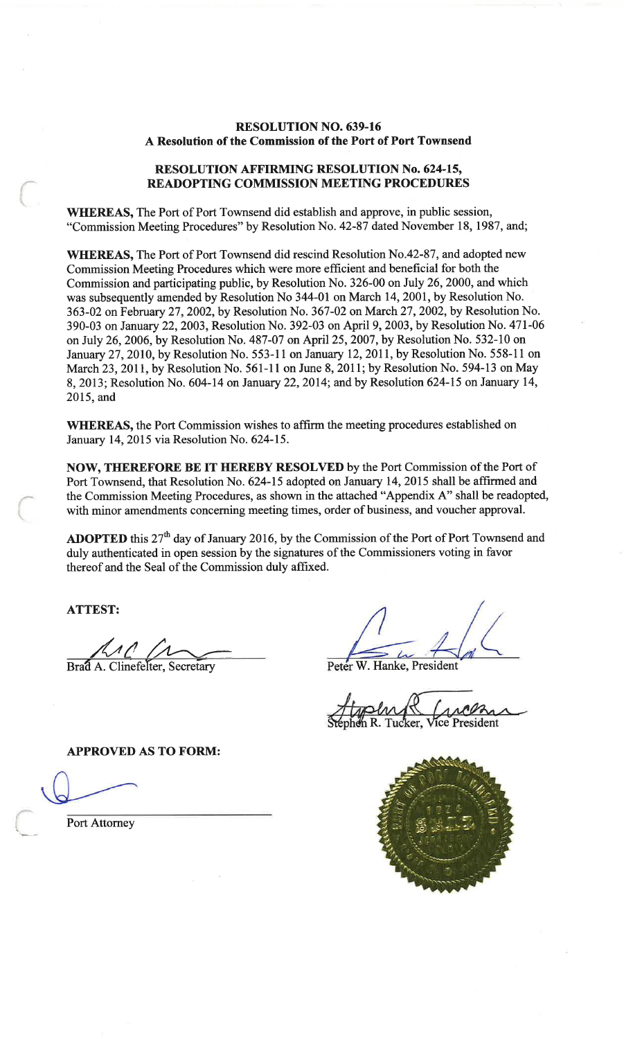**RESOLUTION NO. 639-16**
**A Resolution of the Commission of the Port of Port Townsend**

**RESOLUTION AFFIRMING RESOLUTION No. 624-15, READOPTING COMMISSION MEETING PROCEDURES**

**WHEREAS,** The Port of Port Townsend did establish and approve, in public session, "Commission Meeting Procedures" by Resolution No. 42-87 dated November 18, 1987, and;

**WHEREAS,** The Port of Port Townsend did rescind Resolution No.42-87, and adopted new Commission Meeting Procedures which were more efficient and beneficial for both the Commission and participating public, by Resolution No. 326-00 on July 26, 2000, and which was subsequently amended by Resolution No 344-01 on March 14, 2001, by Resolution No. 363-02 on February 27, 2002, by Resolution No. 367-02 on March 27, 2002, by Resolution No. 390-03 on January 22, 2003, Resolution No. 392-03 on April 9, 2003, by Resolution No. 471-06 on July 26, 2006, by Resolution No. 487-07 on April 25, 2007, by Resolution No. 532-10 on January 27, 2010, by Resolution No. 553-11 on January 12, 2011, by Resolution No. 558-11 on March 23, 2011, by Resolution No. 561-11 on June 8, 2011; by Resolution No. 594-13 on May 8, 2013; Resolution No. 604-14 on January 22, 2014; and by Resolution 624-15 on January 14, 2015, and

**WHEREAS,** the Port Commission wishes to affirm the meeting procedures established on January 14, 2015 via Resolution No. 624-15.

**NOW, THEREFORE BE IT HEREBY RESOLVED** by the Port Commission of the Port of Port Townsend, that Resolution No. 624-15 adopted on January 14, 2015 shall be affirmed and the Commission Meeting Procedures, as shown in the attached "Appendix A" shall be readopted, with minor amendments concerning meeting times, order of business, and voucher approval.

**ADOPTED** this 27th day of January 2016, by the Commission of the Port of Port Townsend and duly authenticated in open session by the signatures of the Commissioners voting in favor thereof and the Seal of the Commission duly affixed.

**ATTEST:**

Brad A. Clinefelter, Secretary

Peter W. Hanke, President

Stephen R. Tucker, Vice President

**APPROVED AS TO FORM:**

Port Attorney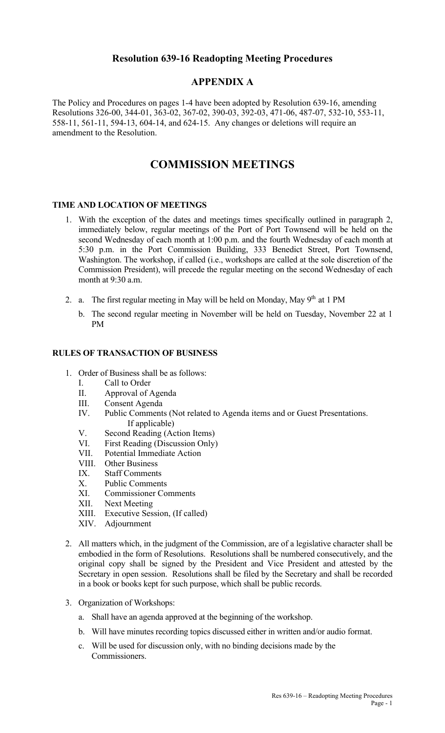## Resolution 639-16 Readopting Meeting Procedures

## APPENDIX A

The Policy and Procedures on pages 1-4 have been adopted by Resolution 639-16, amending Resolutions 326-00, 344-01, 363-02, 367-02, 390-03, 392-03, 471-06, 487-07, 532-10, 553-11, 558-11, 561-11, 594-13, 604-14, and 624-15. Any changes or deletions will require an amendment to the Resolution.

# COMMISSION MEETINGS

### TIME AND LOCATION OF MEETINGS

1. With the exception of the dates and meetings times specifically outlined in paragraph 2, immediately below, regular meetings of the Port of Port Townsend will be held on the second Wednesday of each month at 1:00 p.m. and the fourth Wednesday of each month at 5:30 p.m. in the Port Commission Building, 333 Benedict Street, Port Townsend, Washington. The workshop, if called (i.e., workshops are called at the sole discretion of the Commission President), will precede the regular meeting on the second Wednesday of each month at 9:30 a.m.

2. a. The first regular meeting in May will be held on Monday, May 9th at 1 PM

   b. The second regular meeting in November will be held on Tuesday, November 22 at 1 PM

### RULES OF TRANSACTION OF BUSINESS

1. Order of Business shall be as follows:
   - I. Call to Order
   - II. Approval of Agenda
   - III. Consent Agenda
   - IV. Public Comments (Not related to Agenda items and or Guest Presentations. If applicable)
   - V. Second Reading (Action Items)
   - VI. First Reading (Discussion Only)
   - VII. Potential Immediate Action
   - VIII. Other Business
   - IX. Staff Comments
   - X. Public Comments
   - XI. Commissioner Comments
   - XII. Next Meeting
   - XIII. Executive Session, (If called)
   - XIV. Adjournment

2. All matters which, in the judgment of the Commission, are of a legislative character shall be embodied in the form of Resolutions. Resolutions shall be numbered consecutively, and the original copy shall be signed by the President and Vice President and attested by the Secretary in open session. Resolutions shall be filed by the Secretary and shall be recorded in a book or books kept for such purpose, which shall be public records.

3. Organization of Workshops:

   a. Shall have an agenda approved at the beginning of the workshop.

   b. Will have minutes recording topics discussed either in written and/or audio format.

   c. Will be used for discussion only, with no binding decisions made by the Commissioners.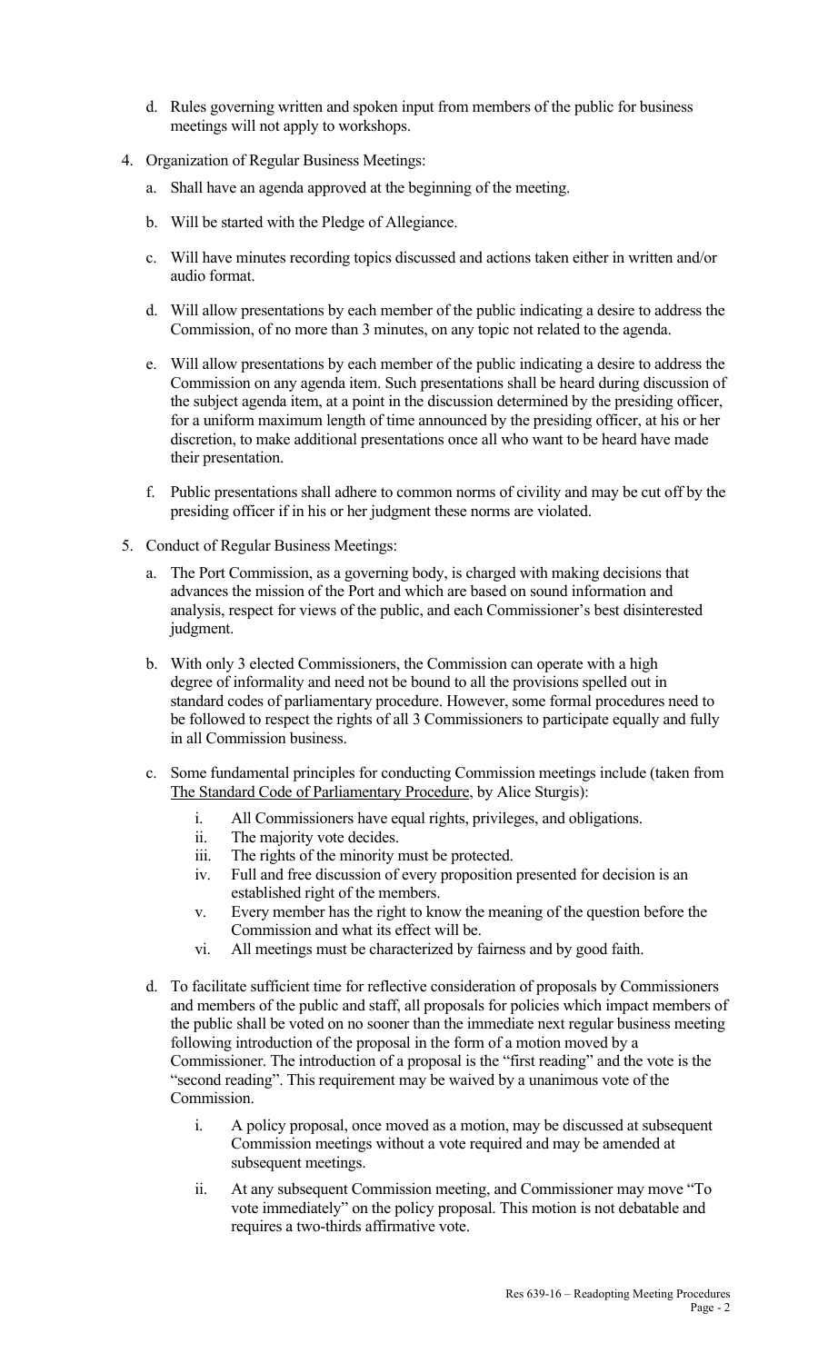d. Rules governing written and spoken input from members of the public for business meetings will not apply to workshops.

4. Organization of Regular Business Meetings:

   a. Shall have an agenda approved at the beginning of the meeting.

   b. Will be started with the Pledge of Allegiance.

   c. Will have minutes recording topics discussed and actions taken either in written and/or audio format.

   d. Will allow presentations by each member of the public indicating a desire to address the Commission, of no more than 3 minutes, on any topic not related to the agenda.

   e. Will allow presentations by each member of the public indicating a desire to address the Commission on any agenda item. Such presentations shall be heard during discussion of the subject agenda item, at a point in the discussion determined by the presiding officer, for a uniform maximum length of time announced by the presiding officer, at his or her discretion, to make additional presentations once all who want to be heard have made their presentation.

   f. Public presentations shall adhere to common norms of civility and may be cut off by the presiding officer if in his or her judgment these norms are violated.

5. Conduct of Regular Business Meetings:

   a. The Port Commission, as a governing body, is charged with making decisions that advances the mission of the Port and which are based on sound information and analysis, respect for views of the public, and each Commissioner's best disinterested judgment.

   b. With only 3 elected Commissioners, the Commission can operate with a high degree of informality and need not be bound to all the provisions spelled out in standard codes of parliamentary procedure. However, some formal procedures need to be followed to respect the rights of all 3 Commissioners to participate equally and fully in all Commission business.

   c. Some fundamental principles for conducting Commission meetings include (taken from The Standard Code of Parliamentary Procedure, by Alice Sturgis):

      i. All Commissioners have equal rights, privileges, and obligations.
      ii. The majority vote decides.
      iii. The rights of the minority must be protected.
      iv. Full and free discussion of every proposition presented for decision is an established right of the members.
      v. Every member has the right to know the meaning of the question before the Commission and what its effect will be.
      vi. All meetings must be characterized by fairness and by good faith.

   d. To facilitate sufficient time for reflective consideration of proposals by Commissioners and members of the public and staff, all proposals for policies which impact members of the public shall be voted on no sooner than the immediate next regular business meeting following introduction of the proposal in the form of a motion moved by a Commissioner. The introduction of a proposal is the "first reading" and the vote is the "second reading". This requirement may be waived by a unanimous vote of the Commission.

      i. A policy proposal, once moved as a motion, may be discussed at subsequent Commission meetings without a vote required and may be amended at subsequent meetings.

      ii. At any subsequent Commission meeting, and Commissioner may move "To vote immediately" on the policy proposal. This motion is not debatable and requires a two-thirds affirmative vote.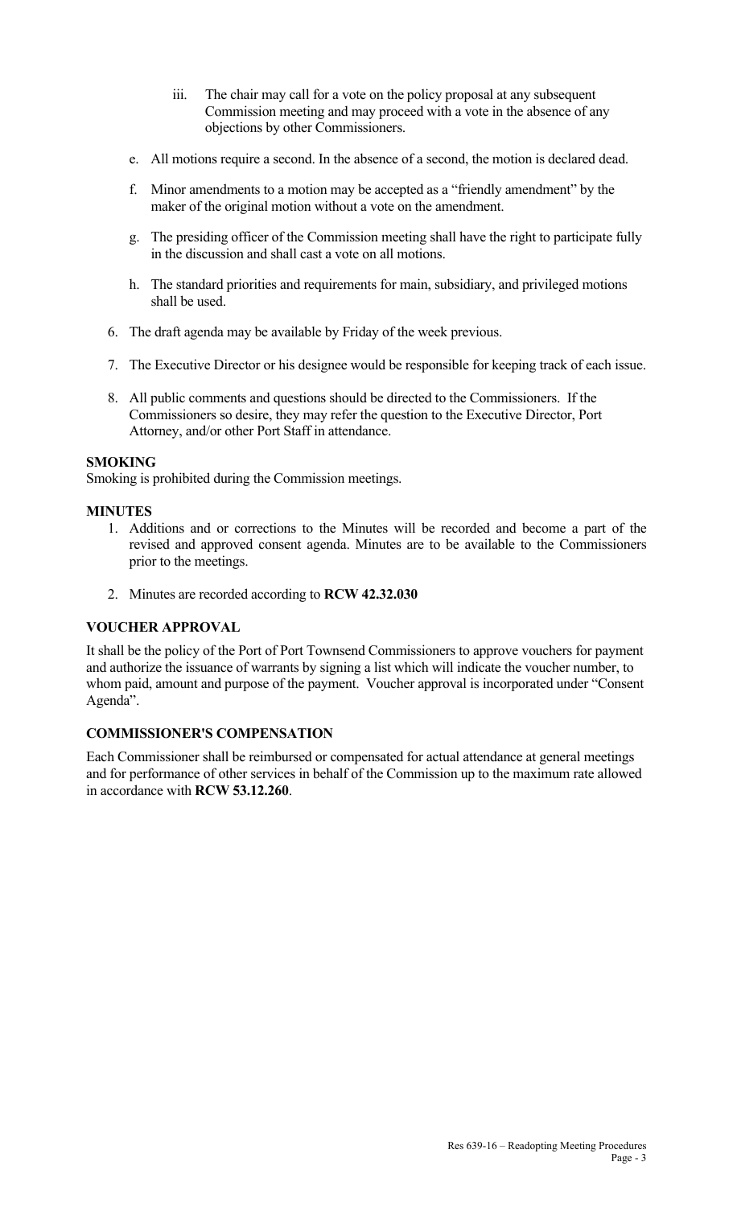iii. The chair may call for a vote on the policy proposal at any subsequent Commission meeting and may proceed with a vote in the absence of any objections by other Commissioners.

   e. All motions require a second. In the absence of a second, the motion is declared dead.

   f. Minor amendments to a motion may be accepted as a "friendly amendment" by the maker of the original motion without a vote on the amendment.

   g. The presiding officer of the Commission meeting shall have the right to participate fully in the discussion and shall cast a vote on all motions.

   h. The standard priorities and requirements for main, subsidiary, and privileged motions shall be used.

6. The draft agenda may be available by Friday of the week previous.

7. The Executive Director or his designee would be responsible for keeping track of each issue.

8. All public comments and questions should be directed to the Commissioners. If the Commissioners so desire, they may refer the question to the Executive Director, Port Attorney, and/or other Port Staff in attendance.

**SMOKING**

Smoking is prohibited during the Commission meetings.

**MINUTES**

1. Additions and or corrections to the Minutes will be recorded and become a part of the revised and approved consent agenda. Minutes are to be available to the Commissioners prior to the meetings.

2. Minutes are recorded according to **RCW 42.32.030**

**VOUCHER APPROVAL**

It shall be the policy of the Port of Port Townsend Commissioners to approve vouchers for payment and authorize the issuance of warrants by signing a list which will indicate the voucher number, to whom paid, amount and purpose of the payment. Voucher approval is incorporated under "Consent Agenda".

**COMMISSIONER'S COMPENSATION**

Each Commissioner shall be reimbursed or compensated for actual attendance at general meetings and for performance of other services in behalf of the Commission up to the maximum rate allowed in accordance with **RCW 53.12.260**.